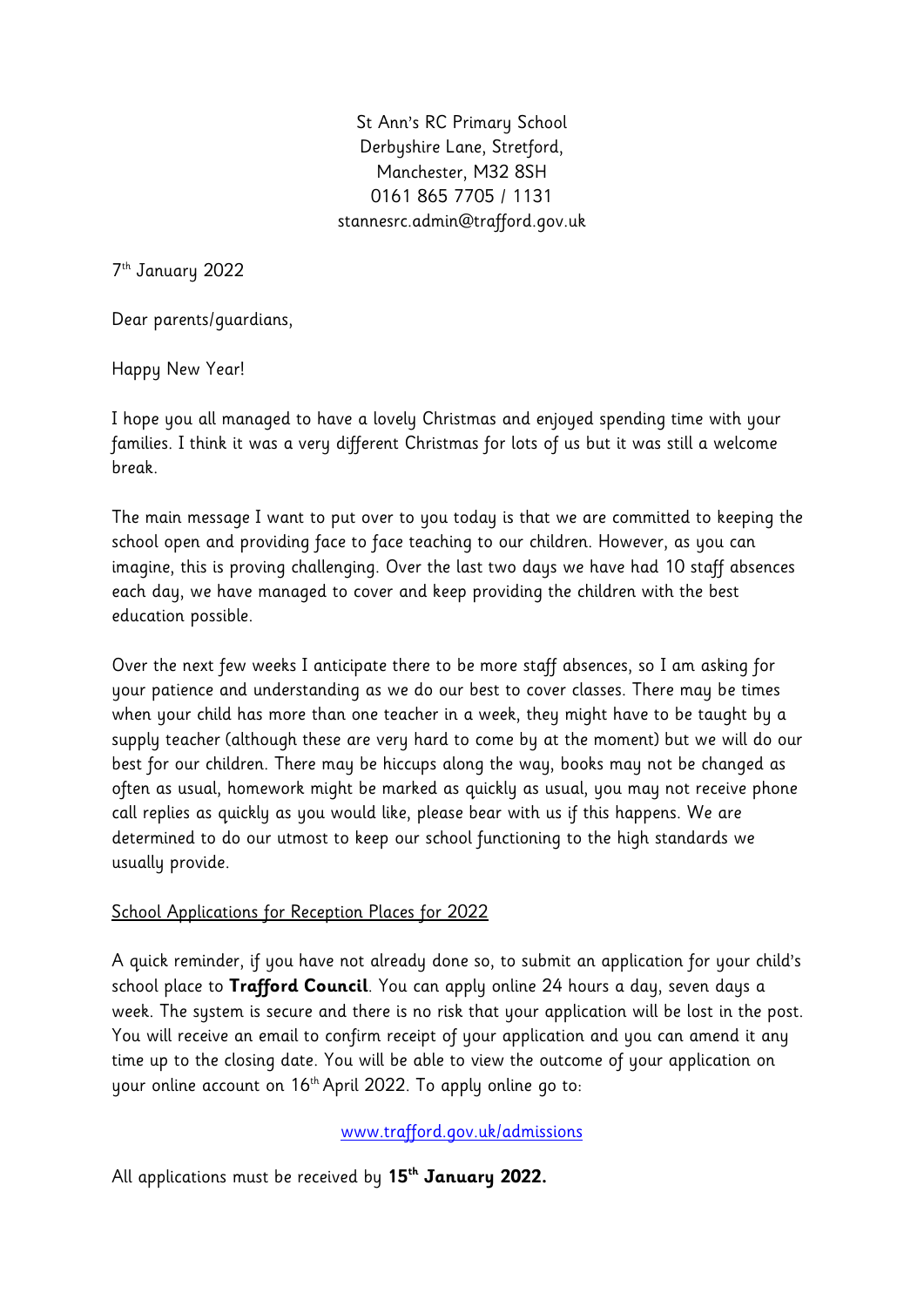St Ann's RC Primary School
Derbyshire Lane, Stretford,
Manchester, M32 8SH
0161 865 7705 / 1131
stannesrc.admin@trafford.gov.uk

7th January 2022

Dear parents/guardians,

Happy New Year!

I hope you all managed to have a lovely Christmas and enjoyed spending time with your families. I think it was a very different Christmas for lots of us but it was still a welcome break.

The main message I want to put over to you today is that we are committed to keeping the school open and providing face to face teaching to our children. However, as you can imagine, this is proving challenging. Over the last two days we have had 10 staff absences each day, we have managed to cover and keep providing the children with the best education possible.

Over the next few weeks I anticipate there to be more staff absences, so I am asking for your patience and understanding as we do our best to cover classes. There may be times when your child has more than one teacher in a week, they might have to be taught by a supply teacher (although these are very hard to come by at the moment) but we will do our best for our children. There may be hiccups along the way, books may not be changed as often as usual, homework might be marked as quickly as usual, you may not receive phone call replies as quickly as you would like, please bear with us if this happens. We are determined to do our utmost to keep our school functioning to the high standards we usually provide.

<u>School Applications for Reception Places for 2022</u>

A quick reminder, if you have not already done so, to submit an application for your child's school place to **Trafford Council**. You can apply online 24 hours a day, seven days a week. The system is secure and there is no risk that your application will be lost in the post. You will receive an email to confirm receipt of your application and you can amend it any time up to the closing date. You will be able to view the outcome of your application on your online account on 16th April 2022. To apply online go to:

www.trafford.gov.uk/admissions

All applications must be received by **15th January 2022.**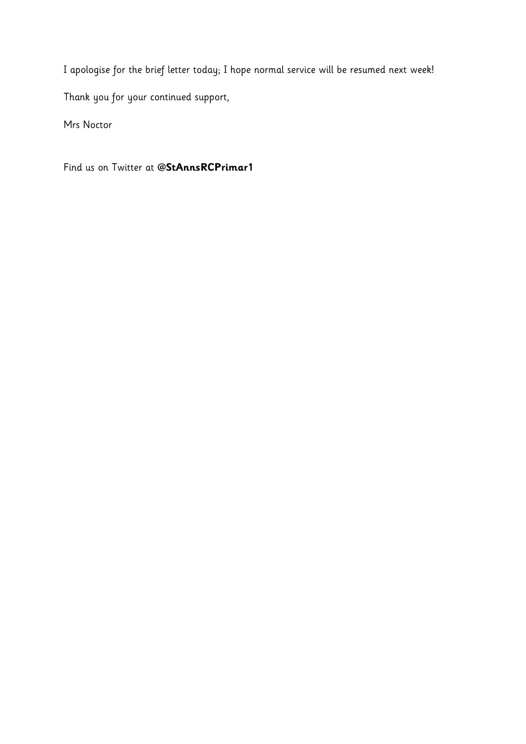I apologise for the brief letter today; I hope normal service will be resumed next week!

Thank you for your continued support,

Mrs Noctor

Find us on Twitter at **@StAnnsRCPrimar1**